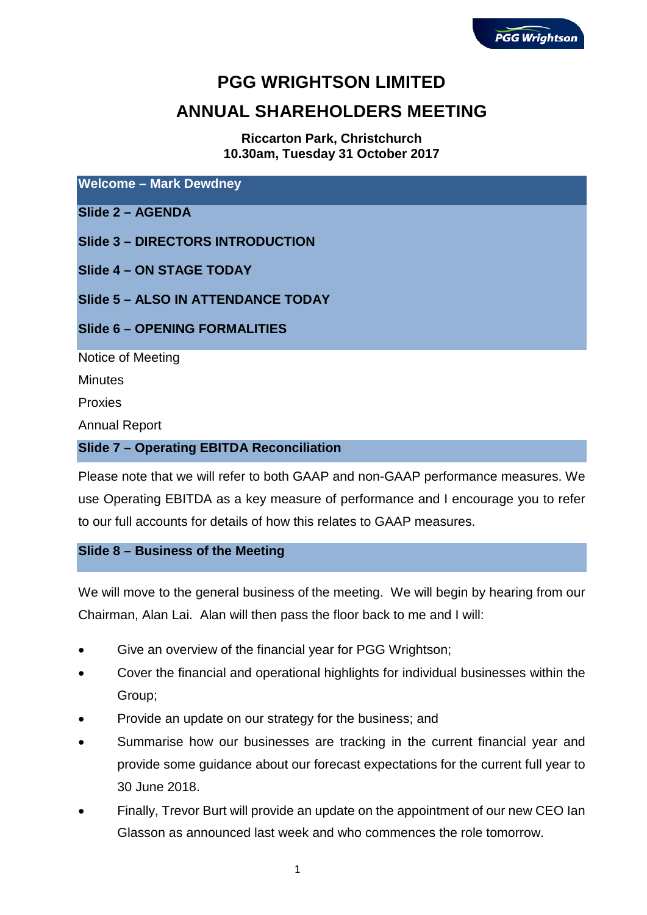# PGG WRIGHTSON LIMITED

# ANNUAL SHAREHOLDERS MEETING

**Riccarton Park, Christchurch**
**10.30am, Tuesday 31 October 2017**

## Welcome – Mark Dewdney

### Slide 2 – AGENDA

### Slide 3 – DIRECTORS INTRODUCTION

### Slide 4 – ON STAGE TODAY

### Slide 5 – ALSO IN ATTENDANCE TODAY

### Slide 6 – OPENING FORMALITIES

Notice of Meeting

Minutes

Proxies

Annual Report

### Slide 7 – Operating EBITDA Reconciliation

Please note that we will refer to both GAAP and non-GAAP performance measures. We use Operating EBITDA as a key measure of performance and I encourage you to refer to our full accounts for details of how this relates to GAAP measures.

### Slide 8 – Business of the Meeting

We will move to the general business of the meeting. We will begin by hearing from our Chairman, Alan Lai. Alan will then pass the floor back to me and I will:

- Give an overview of the financial year for PGG Wrightson;
- Cover the financial and operational highlights for individual businesses within the Group;
- Provide an update on our strategy for the business; and
- Summarise how our businesses are tracking in the current financial year and provide some guidance about our forecast expectations for the current full year to 30 June 2018.
- Finally, Trevor Burt will provide an update on the appointment of our new CEO Ian Glasson as announced last week and who commences the role tomorrow.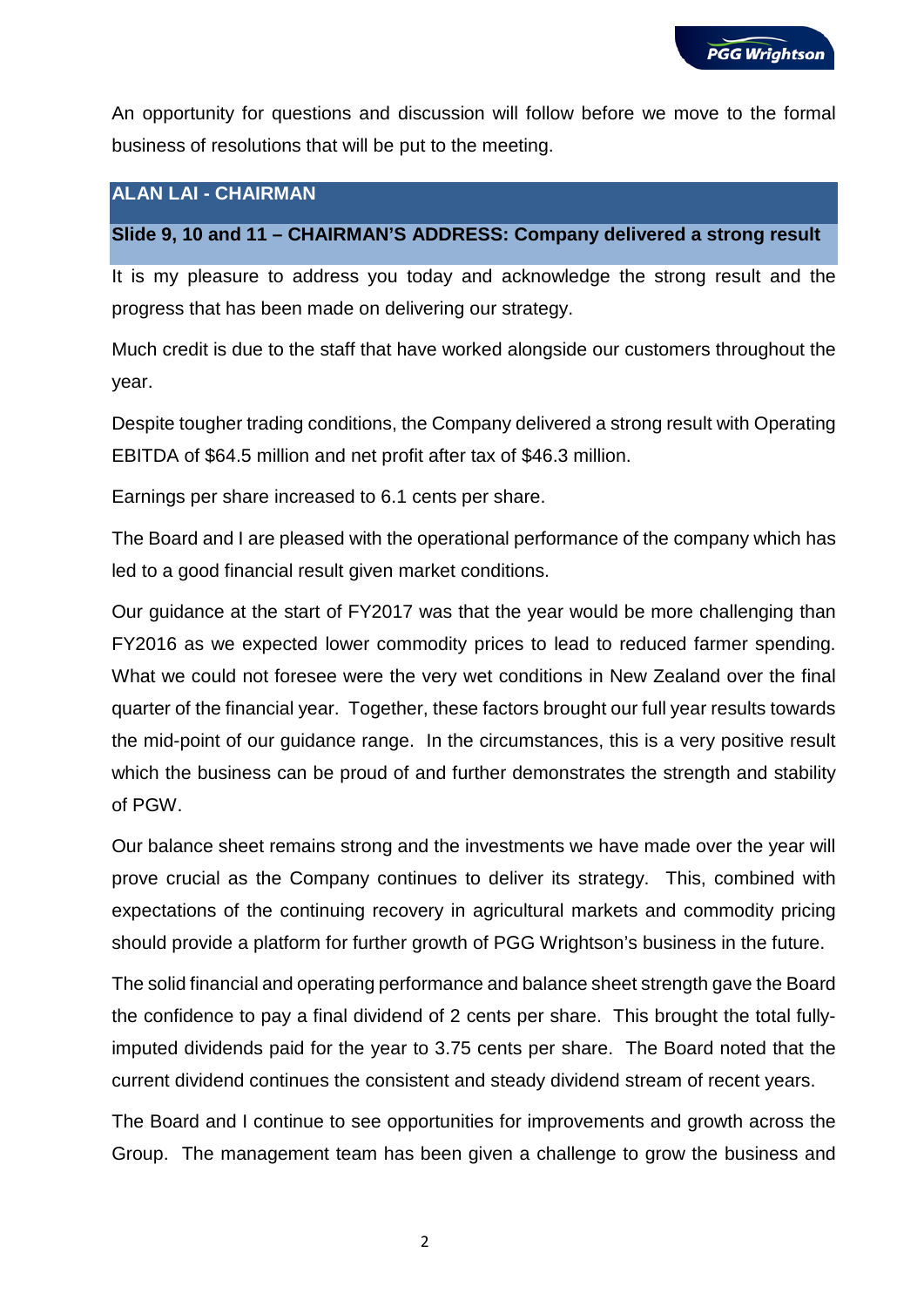An opportunity for questions and discussion will follow before we move to the formal business of resolutions that will be put to the meeting.

## ALAN LAI - CHAIRMAN

### Slide 9, 10 and 11 – CHAIRMAN'S ADDRESS: Company delivered a strong result

It is my pleasure to address you today and acknowledge the strong result and the progress that has been made on delivering our strategy.

Much credit is due to the staff that have worked alongside our customers throughout the year.

Despite tougher trading conditions, the Company delivered a strong result with Operating EBITDA of $64.5 million and net profit after tax of $46.3 million.

Earnings per share increased to 6.1 cents per share.

The Board and I are pleased with the operational performance of the company which has led to a good financial result given market conditions.

Our guidance at the start of FY2017 was that the year would be more challenging than FY2016 as we expected lower commodity prices to lead to reduced farmer spending. What we could not foresee were the very wet conditions in New Zealand over the final quarter of the financial year. Together, these factors brought our full year results towards the mid-point of our guidance range. In the circumstances, this is a very positive result which the business can be proud of and further demonstrates the strength and stability of PGW.

Our balance sheet remains strong and the investments we have made over the year will prove crucial as the Company continues to deliver its strategy. This, combined with expectations of the continuing recovery in agricultural markets and commodity pricing should provide a platform for further growth of PGG Wrightson's business in the future.

The solid financial and operating performance and balance sheet strength gave the Board the confidence to pay a final dividend of 2 cents per share. This brought the total fully-imputed dividends paid for the year to 3.75 cents per share. The Board noted that the current dividend continues the consistent and steady dividend stream of recent years.

The Board and I continue to see opportunities for improvements and growth across the Group. The management team has been given a challenge to grow the business and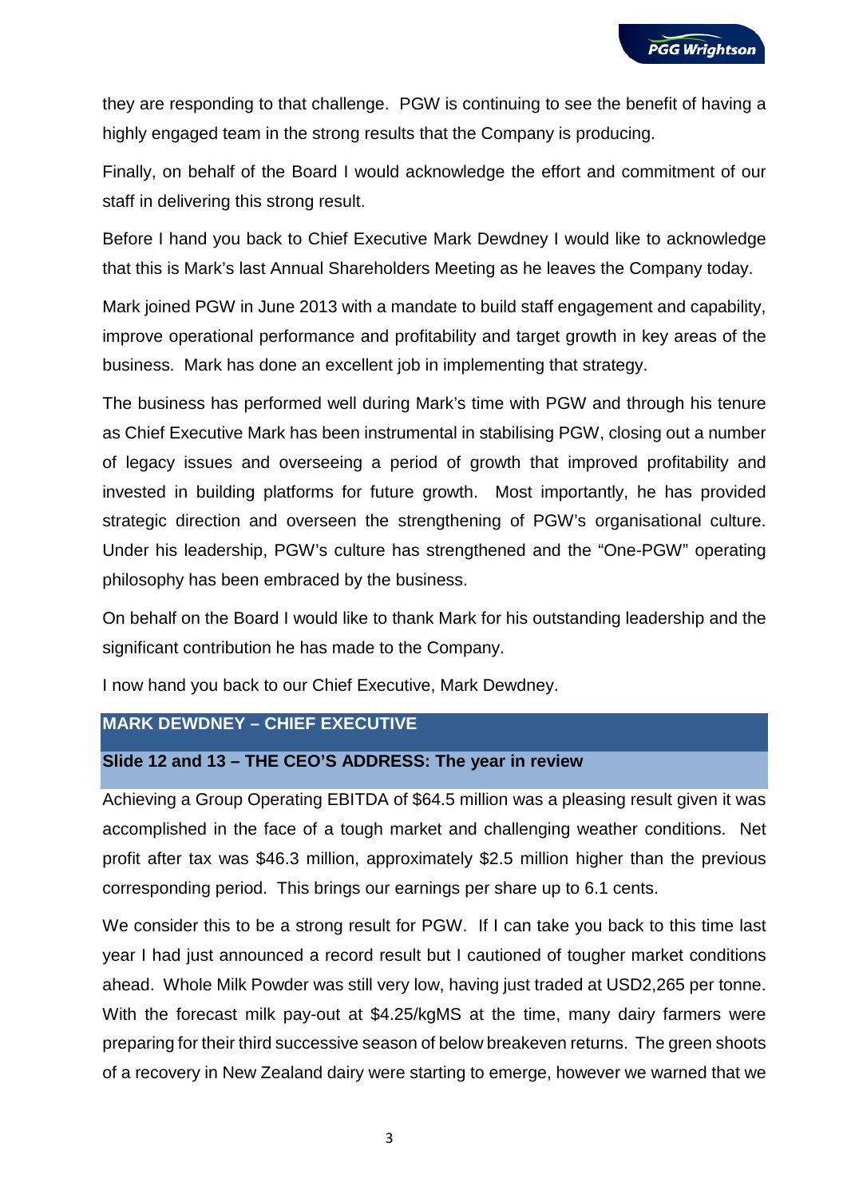they are responding to that challenge. PGW is continuing to see the benefit of having a highly engaged team in the strong results that the Company is producing.

Finally, on behalf of the Board I would acknowledge the effort and commitment of our staff in delivering this strong result.

Before I hand you back to Chief Executive Mark Dewdney I would like to acknowledge that this is Mark's last Annual Shareholders Meeting as he leaves the Company today.

Mark joined PGW in June 2013 with a mandate to build staff engagement and capability, improve operational performance and profitability and target growth in key areas of the business. Mark has done an excellent job in implementing that strategy.

The business has performed well during Mark's time with PGW and through his tenure as Chief Executive Mark has been instrumental in stabilising PGW, closing out a number of legacy issues and overseeing a period of growth that improved profitability and invested in building platforms for future growth. Most importantly, he has provided strategic direction and overseen the strengthening of PGW's organisational culture. Under his leadership, PGW's culture has strengthened and the "One-PGW" operating philosophy has been embraced by the business.

On behalf on the Board I would like to thank Mark for his outstanding leadership and the significant contribution he has made to the Company.

I now hand you back to our Chief Executive, Mark Dewdney.

## MARK DEWDNEY – CHIEF EXECUTIVE

### Slide 12 and 13 – THE CEO'S ADDRESS: The year in review

Achieving a Group Operating EBITDA of $64.5 million was a pleasing result given it was accomplished in the face of a tough market and challenging weather conditions. Net profit after tax was $46.3 million, approximately $2.5 million higher than the previous corresponding period. This brings our earnings per share up to 6.1 cents.

We consider this to be a strong result for PGW. If I can take you back to this time last year I had just announced a record result but I cautioned of tougher market conditions ahead. Whole Milk Powder was still very low, having just traded at USD2,265 per tonne. With the forecast milk pay-out at $4.25/kgMS at the time, many dairy farmers were preparing for their third successive season of below breakeven returns. The green shoots of a recovery in New Zealand dairy were starting to emerge, however we warned that we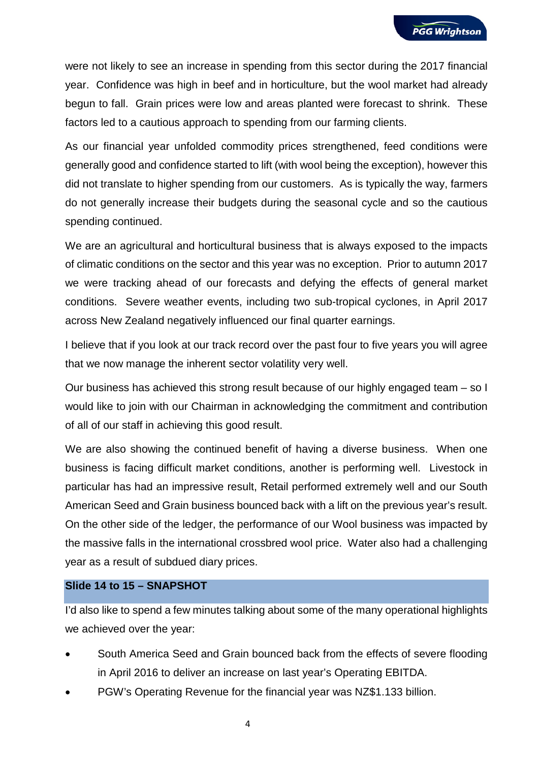were not likely to see an increase in spending from this sector during the 2017 financial year. Confidence was high in beef and in horticulture, but the wool market had already begun to fall. Grain prices were low and areas planted were forecast to shrink. These factors led to a cautious approach to spending from our farming clients.

As our financial year unfolded commodity prices strengthened, feed conditions were generally good and confidence started to lift (with wool being the exception), however this did not translate to higher spending from our customers. As is typically the way, farmers do not generally increase their budgets during the seasonal cycle and so the cautious spending continued.

We are an agricultural and horticultural business that is always exposed to the impacts of climatic conditions on the sector and this year was no exception. Prior to autumn 2017 we were tracking ahead of our forecasts and defying the effects of general market conditions. Severe weather events, including two sub-tropical cyclones, in April 2017 across New Zealand negatively influenced our final quarter earnings.

I believe that if you look at our track record over the past four to five years you will agree that we now manage the inherent sector volatility very well.

Our business has achieved this strong result because of our highly engaged team – so I would like to join with our Chairman in acknowledging the commitment and contribution of all of our staff in achieving this good result.

We are also showing the continued benefit of having a diverse business. When one business is facing difficult market conditions, another is performing well. Livestock in particular has had an impressive result, Retail performed extremely well and our South American Seed and Grain business bounced back with a lift on the previous year's result. On the other side of the ledger, the performance of our Wool business was impacted by the massive falls in the international crossbred wool price. Water also had a challenging year as a result of subdued diary prices.

## Slide 14 to 15 – SNAPSHOT

I'd also like to spend a few minutes talking about some of the many operational highlights we achieved over the year:

- South America Seed and Grain bounced back from the effects of severe flooding in April 2016 to deliver an increase on last year's Operating EBITDA.
- PGW's Operating Revenue for the financial year was NZ$1.133 billion.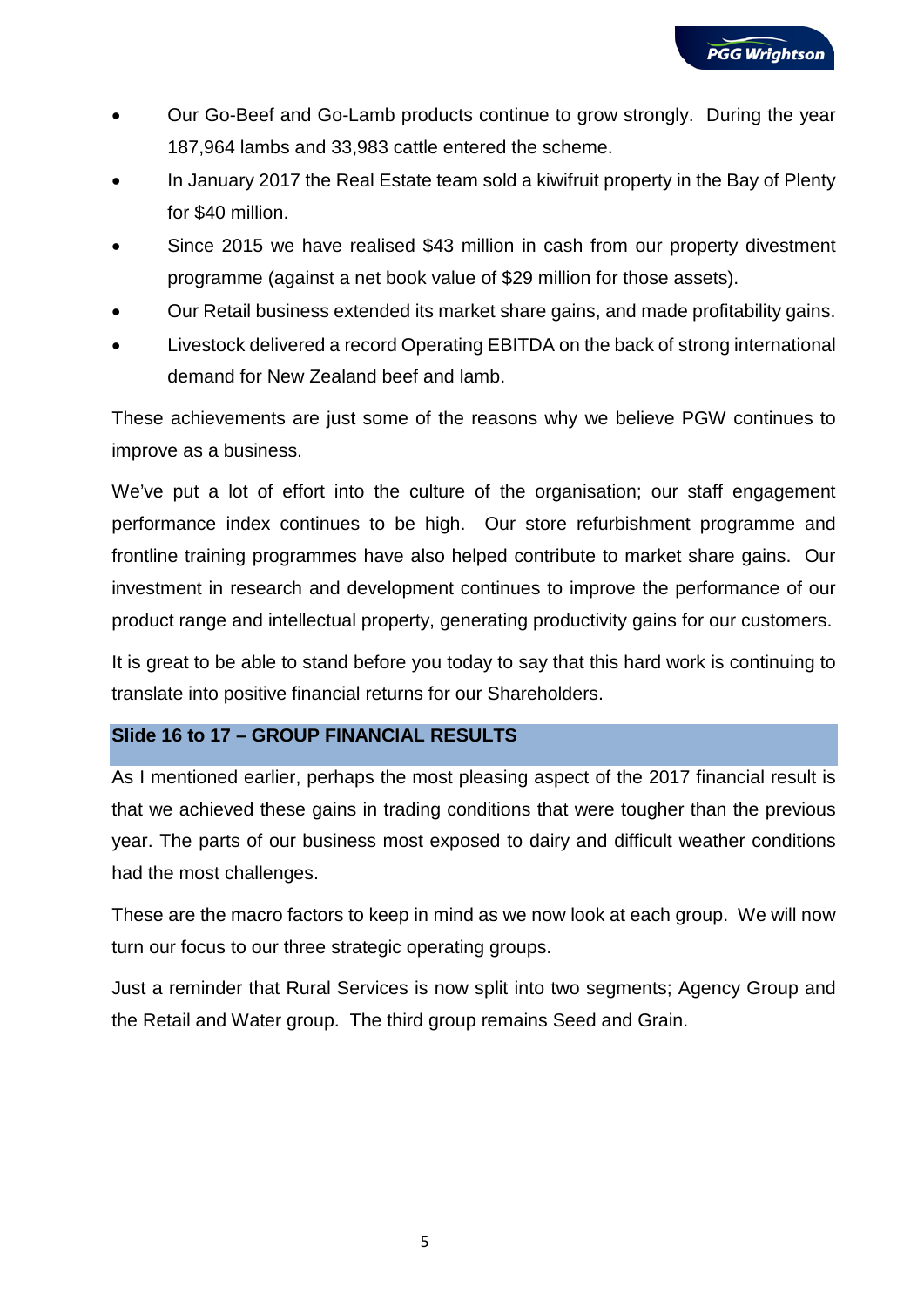- Our Go-Beef and Go-Lamb products continue to grow strongly. During the year 187,964 lambs and 33,983 cattle entered the scheme.
- In January 2017 the Real Estate team sold a kiwifruit property in the Bay of Plenty for $40 million.
- Since 2015 we have realised $43 million in cash from our property divestment programme (against a net book value of $29 million for those assets).
- Our Retail business extended its market share gains, and made profitability gains.
- Livestock delivered a record Operating EBITDA on the back of strong international demand for New Zealand beef and lamb.

These achievements are just some of the reasons why we believe PGW continues to improve as a business.

We've put a lot of effort into the culture of the organisation; our staff engagement performance index continues to be high. Our store refurbishment programme and frontline training programmes have also helped contribute to market share gains. Our investment in research and development continues to improve the performance of our product range and intellectual property, generating productivity gains for our customers.

It is great to be able to stand before you today to say that this hard work is continuing to translate into positive financial returns for our Shareholders.

## Slide 16 to 17 – GROUP FINANCIAL RESULTS

As I mentioned earlier, perhaps the most pleasing aspect of the 2017 financial result is that we achieved these gains in trading conditions that were tougher than the previous year. The parts of our business most exposed to dairy and difficult weather conditions had the most challenges.

These are the macro factors to keep in mind as we now look at each group. We will now turn our focus to our three strategic operating groups.

Just a reminder that Rural Services is now split into two segments; Agency Group and the Retail and Water group. The third group remains Seed and Grain.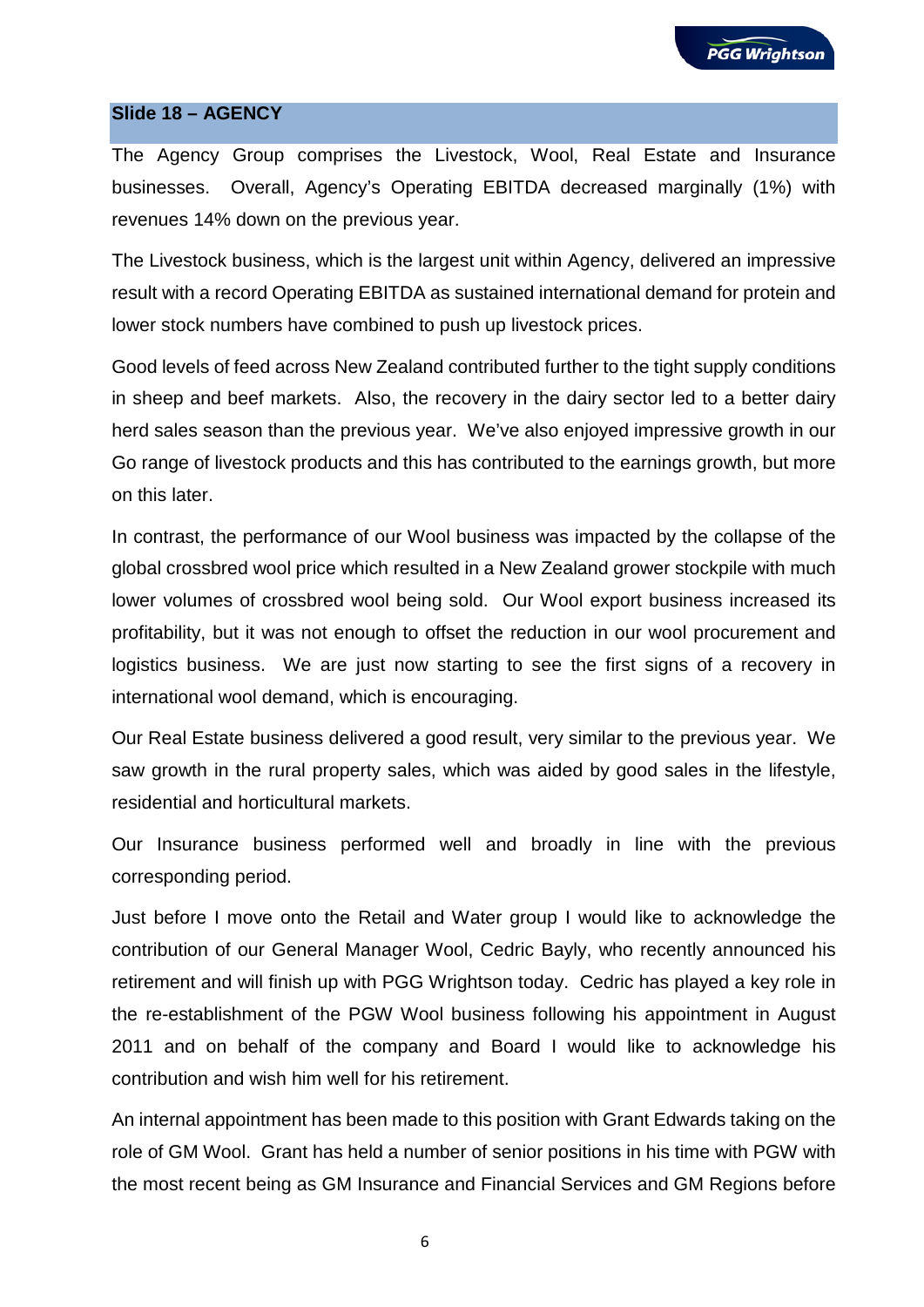## Slide 18 – AGENCY

The Agency Group comprises the Livestock, Wool, Real Estate and Insurance businesses. Overall, Agency's Operating EBITDA decreased marginally (1%) with revenues 14% down on the previous year.

The Livestock business, which is the largest unit within Agency, delivered an impressive result with a record Operating EBITDA as sustained international demand for protein and lower stock numbers have combined to push up livestock prices.

Good levels of feed across New Zealand contributed further to the tight supply conditions in sheep and beef markets. Also, the recovery in the dairy sector led to a better dairy herd sales season than the previous year. We've also enjoyed impressive growth in our Go range of livestock products and this has contributed to the earnings growth, but more on this later.

In contrast, the performance of our Wool business was impacted by the collapse of the global crossbred wool price which resulted in a New Zealand grower stockpile with much lower volumes of crossbred wool being sold. Our Wool export business increased its profitability, but it was not enough to offset the reduction in our wool procurement and logistics business. We are just now starting to see the first signs of a recovery in international wool demand, which is encouraging.

Our Real Estate business delivered a good result, very similar to the previous year. We saw growth in the rural property sales, which was aided by good sales in the lifestyle, residential and horticultural markets.

Our Insurance business performed well and broadly in line with the previous corresponding period.

Just before I move onto the Retail and Water group I would like to acknowledge the contribution of our General Manager Wool, Cedric Bayly, who recently announced his retirement and will finish up with PGG Wrightson today. Cedric has played a key role in the re-establishment of the PGW Wool business following his appointment in August 2011 and on behalf of the company and Board I would like to acknowledge his contribution and wish him well for his retirement.

An internal appointment has been made to this position with Grant Edwards taking on the role of GM Wool. Grant has held a number of senior positions in his time with PGW with the most recent being as GM Insurance and Financial Services and GM Regions before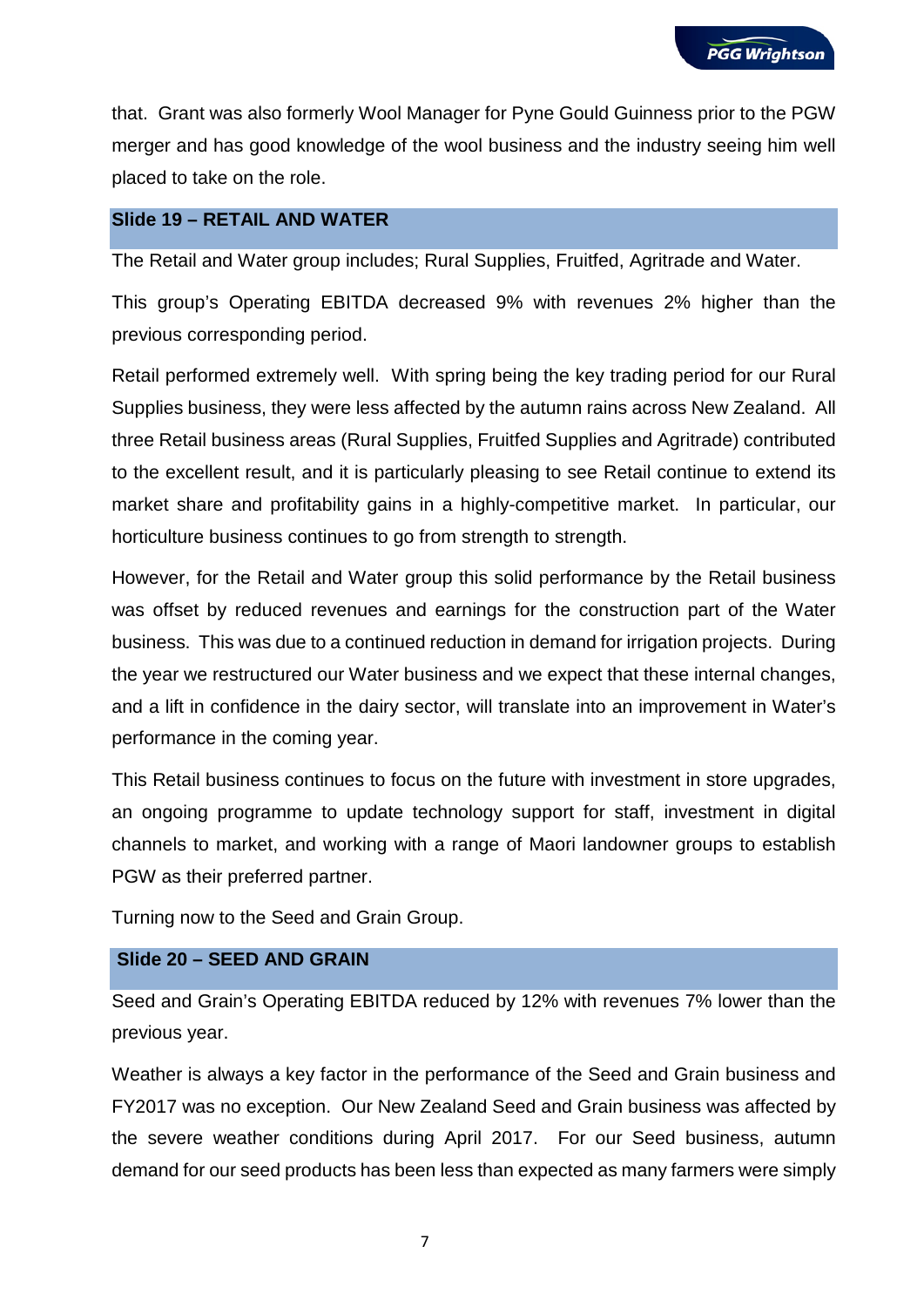that. Grant was also formerly Wool Manager for Pyne Gould Guinness prior to the PGW merger and has good knowledge of the wool business and the industry seeing him well placed to take on the role.

## Slide 19 – RETAIL AND WATER

The Retail and Water group includes; Rural Supplies, Fruitfed, Agritrade and Water.

This group's Operating EBITDA decreased 9% with revenues 2% higher than the previous corresponding period.

Retail performed extremely well. With spring being the key trading period for our Rural Supplies business, they were less affected by the autumn rains across New Zealand. All three Retail business areas (Rural Supplies, Fruitfed Supplies and Agritrade) contributed to the excellent result, and it is particularly pleasing to see Retail continue to extend its market share and profitability gains in a highly-competitive market. In particular, our horticulture business continues to go from strength to strength.

However, for the Retail and Water group this solid performance by the Retail business was offset by reduced revenues and earnings for the construction part of the Water business. This was due to a continued reduction in demand for irrigation projects. During the year we restructured our Water business and we expect that these internal changes, and a lift in confidence in the dairy sector, will translate into an improvement in Water's performance in the coming year.

This Retail business continues to focus on the future with investment in store upgrades, an ongoing programme to update technology support for staff, investment in digital channels to market, and working with a range of Maori landowner groups to establish PGW as their preferred partner.

Turning now to the Seed and Grain Group.

## Slide 20 – SEED AND GRAIN

Seed and Grain's Operating EBITDA reduced by 12% with revenues 7% lower than the previous year.

Weather is always a key factor in the performance of the Seed and Grain business and FY2017 was no exception. Our New Zealand Seed and Grain business was affected by the severe weather conditions during April 2017. For our Seed business, autumn demand for our seed products has been less than expected as many farmers were simply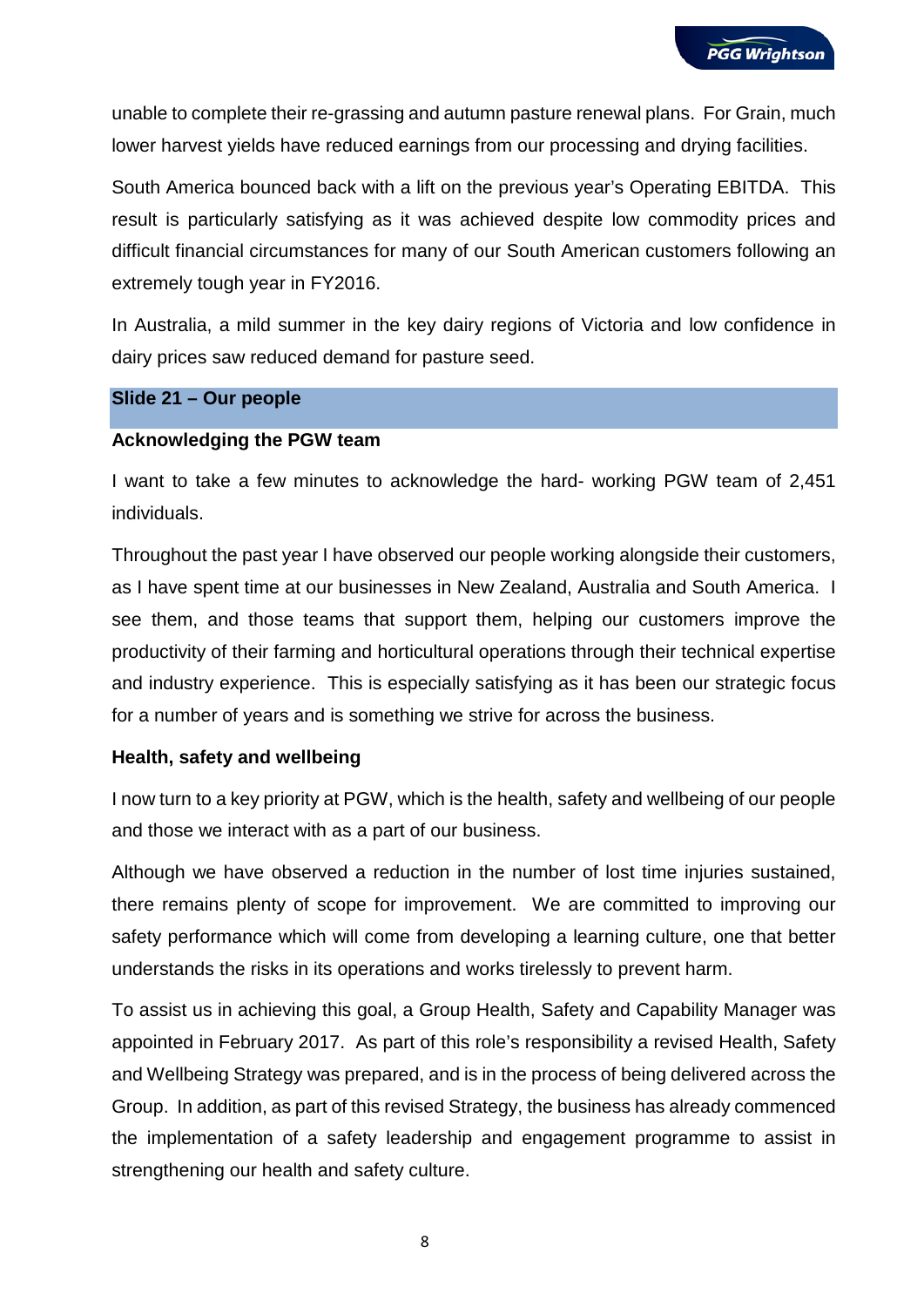unable to complete their re-grassing and autumn pasture renewal plans. For Grain, much lower harvest yields have reduced earnings from our processing and drying facilities.

South America bounced back with a lift on the previous year's Operating EBITDA. This result is particularly satisfying as it was achieved despite low commodity prices and difficult financial circumstances for many of our South American customers following an extremely tough year in FY2016.

In Australia, a mild summer in the key dairy regions of Victoria and low confidence in dairy prices saw reduced demand for pasture seed.

## Slide 21 – Our people

### Acknowledging the PGW team

I want to take a few minutes to acknowledge the hard- working PGW team of 2,451 individuals.

Throughout the past year I have observed our people working alongside their customers, as I have spent time at our businesses in New Zealand, Australia and South America. I see them, and those teams that support them, helping our customers improve the productivity of their farming and horticultural operations through their technical expertise and industry experience. This is especially satisfying as it has been our strategic focus for a number of years and is something we strive for across the business.

### Health, safety and wellbeing

I now turn to a key priority at PGW, which is the health, safety and wellbeing of our people and those we interact with as a part of our business.

Although we have observed a reduction in the number of lost time injuries sustained, there remains plenty of scope for improvement. We are committed to improving our safety performance which will come from developing a learning culture, one that better understands the risks in its operations and works tirelessly to prevent harm.

To assist us in achieving this goal, a Group Health, Safety and Capability Manager was appointed in February 2017. As part of this role's responsibility a revised Health, Safety and Wellbeing Strategy was prepared, and is in the process of being delivered across the Group. In addition, as part of this revised Strategy, the business has already commenced the implementation of a safety leadership and engagement programme to assist in strengthening our health and safety culture.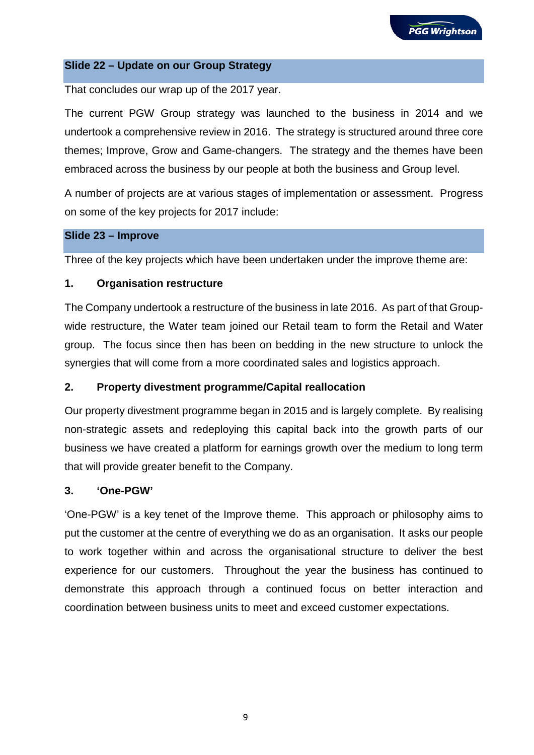## Slide 22 – Update on our Group Strategy

That concludes our wrap up of the 2017 year.

The current PGW Group strategy was launched to the business in 2014 and we undertook a comprehensive review in 2016. The strategy is structured around three core themes; Improve, Grow and Game-changers. The strategy and the themes have been embraced across the business by our people at both the business and Group level.

A number of projects are at various stages of implementation or assessment. Progress on some of the key projects for 2017 include:

## Slide 23 – Improve

Three of the key projects which have been undertaken under the improve theme are:

### 1. Organisation restructure

The Company undertook a restructure of the business in late 2016. As part of that Group-wide restructure, the Water team joined our Retail team to form the Retail and Water group. The focus since then has been on bedding in the new structure to unlock the synergies that will come from a more coordinated sales and logistics approach.

### 2. Property divestment programme/Capital reallocation

Our property divestment programme began in 2015 and is largely complete. By realising non-strategic assets and redeploying this capital back into the growth parts of our business we have created a platform for earnings growth over the medium to long term that will provide greater benefit to the Company.

### 3. 'One-PGW'

'One-PGW' is a key tenet of the Improve theme. This approach or philosophy aims to put the customer at the centre of everything we do as an organisation. It asks our people to work together within and across the organisational structure to deliver the best experience for our customers. Throughout the year the business has continued to demonstrate this approach through a continued focus on better interaction and coordination between business units to meet and exceed customer expectations.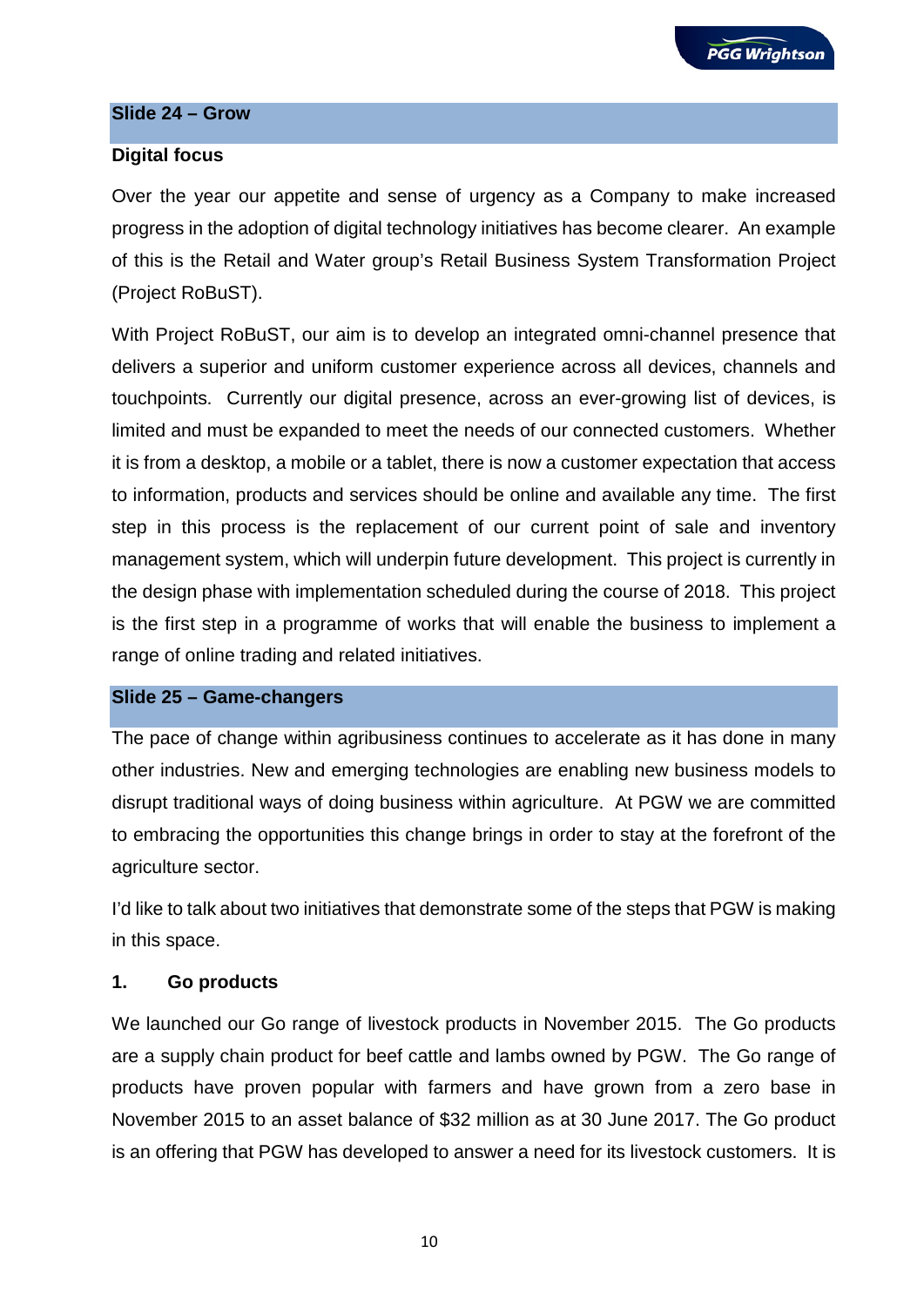## Slide 24 – Grow

**Digital focus**

Over the year our appetite and sense of urgency as a Company to make increased progress in the adoption of digital technology initiatives has become clearer. An example of this is the Retail and Water group's Retail Business System Transformation Project (Project RoBuST).

With Project RoBuST, our aim is to develop an integrated omni-channel presence that delivers a superior and uniform customer experience across all devices, channels and touchpoints. Currently our digital presence, across an ever-growing list of devices, is limited and must be expanded to meet the needs of our connected customers. Whether it is from a desktop, a mobile or a tablet, there is now a customer expectation that access to information, products and services should be online and available any time. The first step in this process is the replacement of our current point of sale and inventory management system, which will underpin future development. This project is currently in the design phase with implementation scheduled during the course of 2018. This project is the first step in a programme of works that will enable the business to implement a range of online trading and related initiatives.

## Slide 25 – Game-changers

The pace of change within agribusiness continues to accelerate as it has done in many other industries. New and emerging technologies are enabling new business models to disrupt traditional ways of doing business within agriculture. At PGW we are committed to embracing the opportunities this change brings in order to stay at the forefront of the agriculture sector.

I'd like to talk about two initiatives that demonstrate some of the steps that PGW is making in this space.

### 1. Go products

We launched our Go range of livestock products in November 2015. The Go products are a supply chain product for beef cattle and lambs owned by PGW. The Go range of products have proven popular with farmers and have grown from a zero base in November 2015 to an asset balance of $32 million as at 30 June 2017. The Go product is an offering that PGW has developed to answer a need for its livestock customers. It is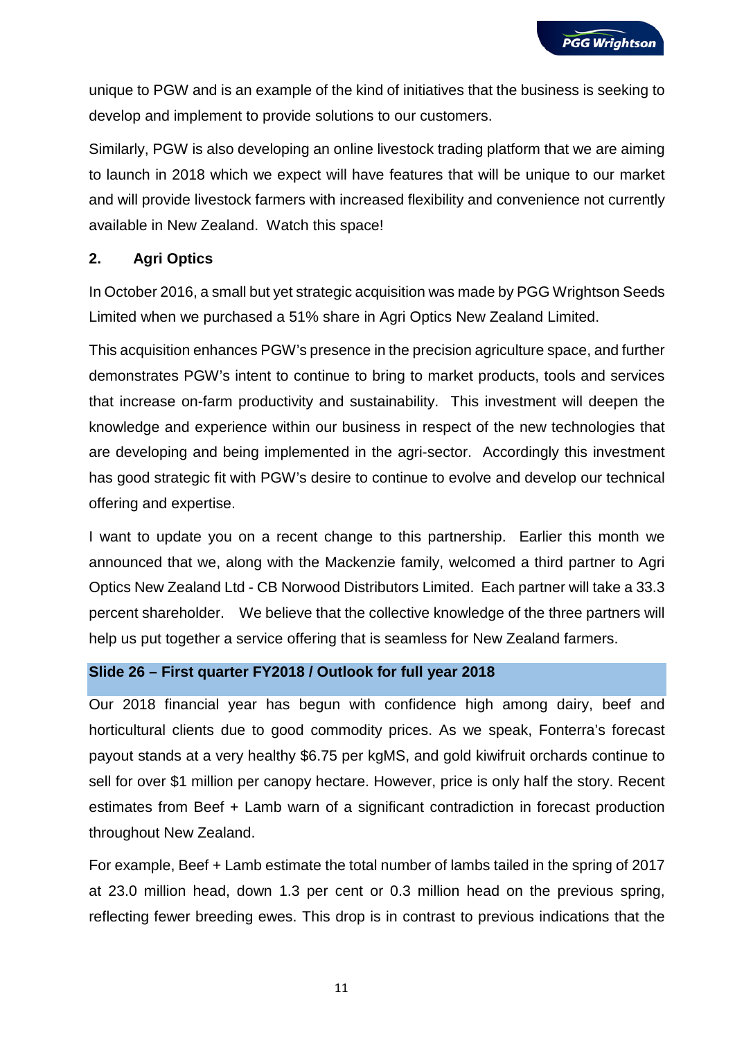unique to PGW and is an example of the kind of initiatives that the business is seeking to develop and implement to provide solutions to our customers.

Similarly, PGW is also developing an online livestock trading platform that we are aiming to launch in 2018 which we expect will have features that will be unique to our market and will provide livestock farmers with increased flexibility and convenience not currently available in New Zealand. Watch this space!

## 2. Agri Optics

In October 2016, a small but yet strategic acquisition was made by PGG Wrightson Seeds Limited when we purchased a 51% share in Agri Optics New Zealand Limited.

This acquisition enhances PGW's presence in the precision agriculture space, and further demonstrates PGW's intent to continue to bring to market products, tools and services that increase on-farm productivity and sustainability. This investment will deepen the knowledge and experience within our business in respect of the new technologies that are developing and being implemented in the agri-sector. Accordingly this investment has good strategic fit with PGW's desire to continue to evolve and develop our technical offering and expertise.

I want to update you on a recent change to this partnership. Earlier this month we announced that we, along with the Mackenzie family, welcomed a third partner to Agri Optics New Zealand Ltd - CB Norwood Distributors Limited. Each partner will take a 33.3 percent shareholder. We believe that the collective knowledge of the three partners will help us put together a service offering that is seamless for New Zealand farmers.

## Slide 26 – First quarter FY2018 / Outlook for full year 2018

Our 2018 financial year has begun with confidence high among dairy, beef and horticultural clients due to good commodity prices. As we speak, Fonterra's forecast payout stands at a very healthy $6.75 per kgMS, and gold kiwifruit orchards continue to sell for over $1 million per canopy hectare. However, price is only half the story. Recent estimates from Beef + Lamb warn of a significant contradiction in forecast production throughout New Zealand.

For example, Beef + Lamb estimate the total number of lambs tailed in the spring of 2017 at 23.0 million head, down 1.3 per cent or 0.3 million head on the previous spring, reflecting fewer breeding ewes. This drop is in contrast to previous indications that the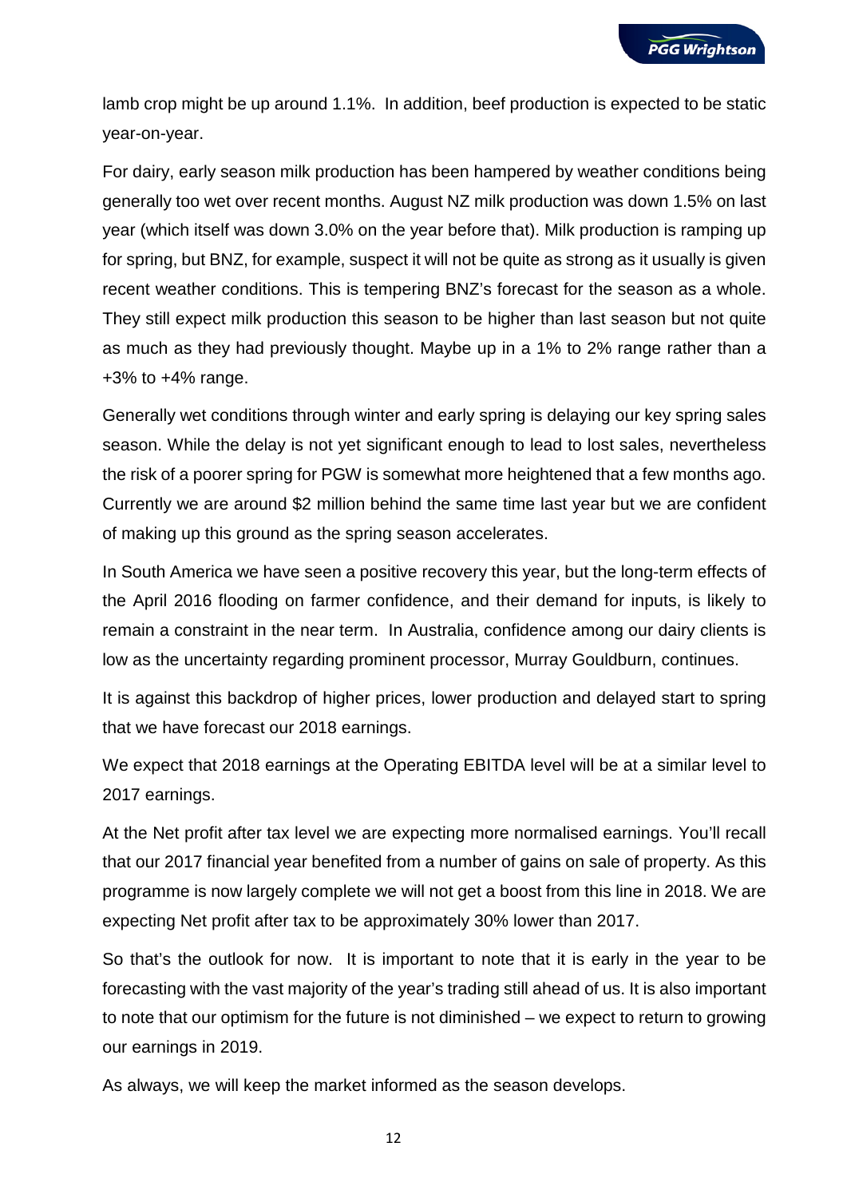lamb crop might be up around 1.1%. In addition, beef production is expected to be static year-on-year.

For dairy, early season milk production has been hampered by weather conditions being generally too wet over recent months. August NZ milk production was down 1.5% on last year (which itself was down 3.0% on the year before that). Milk production is ramping up for spring, but BNZ, for example, suspect it will not be quite as strong as it usually is given recent weather conditions. This is tempering BNZ's forecast for the season as a whole. They still expect milk production this season to be higher than last season but not quite as much as they had previously thought. Maybe up in a 1% to 2% range rather than a +3% to +4% range.

Generally wet conditions through winter and early spring is delaying our key spring sales season. While the delay is not yet significant enough to lead to lost sales, nevertheless the risk of a poorer spring for PGW is somewhat more heightened that a few months ago. Currently we are around $2 million behind the same time last year but we are confident of making up this ground as the spring season accelerates.

In South America we have seen a positive recovery this year, but the long-term effects of the April 2016 flooding on farmer confidence, and their demand for inputs, is likely to remain a constraint in the near term. In Australia, confidence among our dairy clients is low as the uncertainty regarding prominent processor, Murray Gouldburn, continues.

It is against this backdrop of higher prices, lower production and delayed start to spring that we have forecast our 2018 earnings.

We expect that 2018 earnings at the Operating EBITDA level will be at a similar level to 2017 earnings.

At the Net profit after tax level we are expecting more normalised earnings. You'll recall that our 2017 financial year benefited from a number of gains on sale of property. As this programme is now largely complete we will not get a boost from this line in 2018. We are expecting Net profit after tax to be approximately 30% lower than 2017.

So that's the outlook for now. It is important to note that it is early in the year to be forecasting with the vast majority of the year's trading still ahead of us. It is also important to note that our optimism for the future is not diminished – we expect to return to growing our earnings in 2019.

As always, we will keep the market informed as the season develops.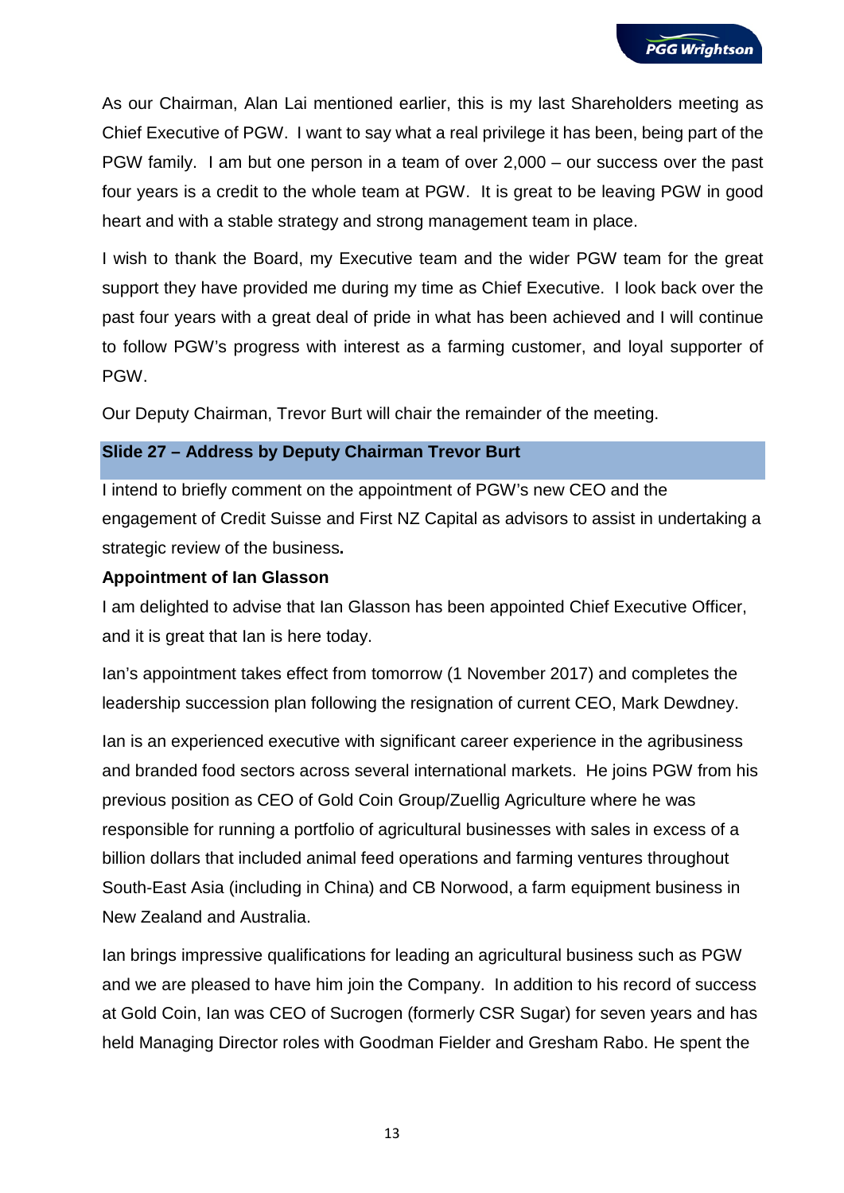As our Chairman, Alan Lai mentioned earlier, this is my last Shareholders meeting as Chief Executive of PGW. I want to say what a real privilege it has been, being part of the PGW family. I am but one person in a team of over 2,000 – our success over the past four years is a credit to the whole team at PGW. It is great to be leaving PGW in good heart and with a stable strategy and strong management team in place.

I wish to thank the Board, my Executive team and the wider PGW team for the great support they have provided me during my time as Chief Executive. I look back over the past four years with a great deal of pride in what has been achieved and I will continue to follow PGW's progress with interest as a farming customer, and loyal supporter of PGW.

Our Deputy Chairman, Trevor Burt will chair the remainder of the meeting.

## Slide 27 – Address by Deputy Chairman Trevor Burt

I intend to briefly comment on the appointment of PGW's new CEO and the engagement of Credit Suisse and First NZ Capital as advisors to assist in undertaking a strategic review of the business**.**

**Appointment of Ian Glasson**

I am delighted to advise that Ian Glasson has been appointed Chief Executive Officer, and it is great that Ian is here today.

Ian's appointment takes effect from tomorrow (1 November 2017) and completes the leadership succession plan following the resignation of current CEO, Mark Dewdney.

Ian is an experienced executive with significant career experience in the agribusiness and branded food sectors across several international markets. He joins PGW from his previous position as CEO of Gold Coin Group/Zuellig Agriculture where he was responsible for running a portfolio of agricultural businesses with sales in excess of a billion dollars that included animal feed operations and farming ventures throughout South-East Asia (including in China) and CB Norwood, a farm equipment business in New Zealand and Australia.

Ian brings impressive qualifications for leading an agricultural business such as PGW and we are pleased to have him join the Company. In addition to his record of success at Gold Coin, Ian was CEO of Sucrogen (formerly CSR Sugar) for seven years and has held Managing Director roles with Goodman Fielder and Gresham Rabo. He spent the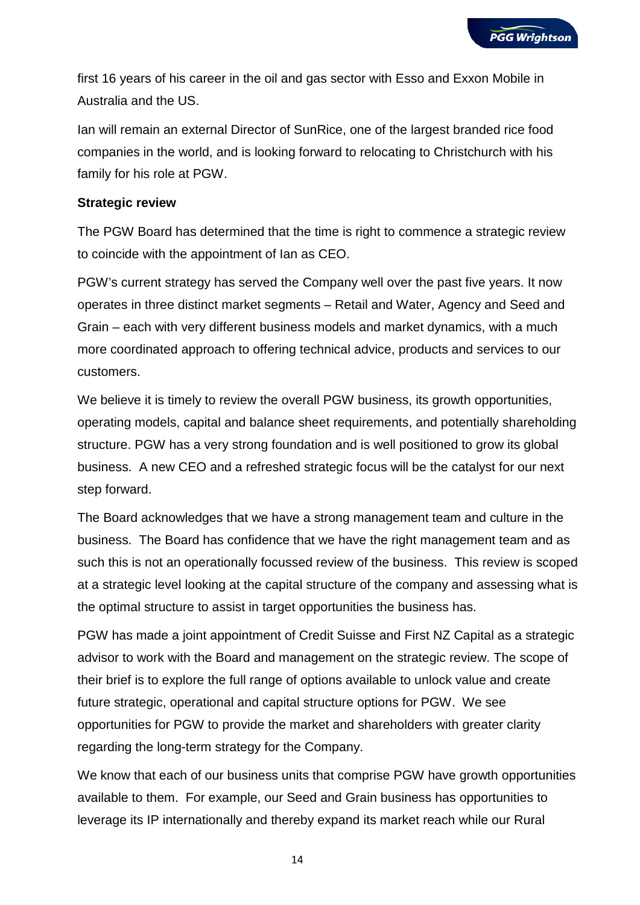first 16 years of his career in the oil and gas sector with Esso and Exxon Mobile in Australia and the US.

Ian will remain an external Director of SunRice, one of the largest branded rice food companies in the world, and is looking forward to relocating to Christchurch with his family for his role at PGW.

**Strategic review**

The PGW Board has determined that the time is right to commence a strategic review to coincide with the appointment of Ian as CEO.

PGW's current strategy has served the Company well over the past five years. It now operates in three distinct market segments – Retail and Water, Agency and Seed and Grain – each with very different business models and market dynamics, with a much more coordinated approach to offering technical advice, products and services to our customers.

We believe it is timely to review the overall PGW business, its growth opportunities, operating models, capital and balance sheet requirements, and potentially shareholding structure. PGW has a very strong foundation and is well positioned to grow its global business. A new CEO and a refreshed strategic focus will be the catalyst for our next step forward.

The Board acknowledges that we have a strong management team and culture in the business. The Board has confidence that we have the right management team and as such this is not an operationally focussed review of the business. This review is scoped at a strategic level looking at the capital structure of the company and assessing what is the optimal structure to assist in target opportunities the business has.

PGW has made a joint appointment of Credit Suisse and First NZ Capital as a strategic advisor to work with the Board and management on the strategic review. The scope of their brief is to explore the full range of options available to unlock value and create future strategic, operational and capital structure options for PGW. We see opportunities for PGW to provide the market and shareholders with greater clarity regarding the long-term strategy for the Company.

We know that each of our business units that comprise PGW have growth opportunities available to them. For example, our Seed and Grain business has opportunities to leverage its IP internationally and thereby expand its market reach while our Rural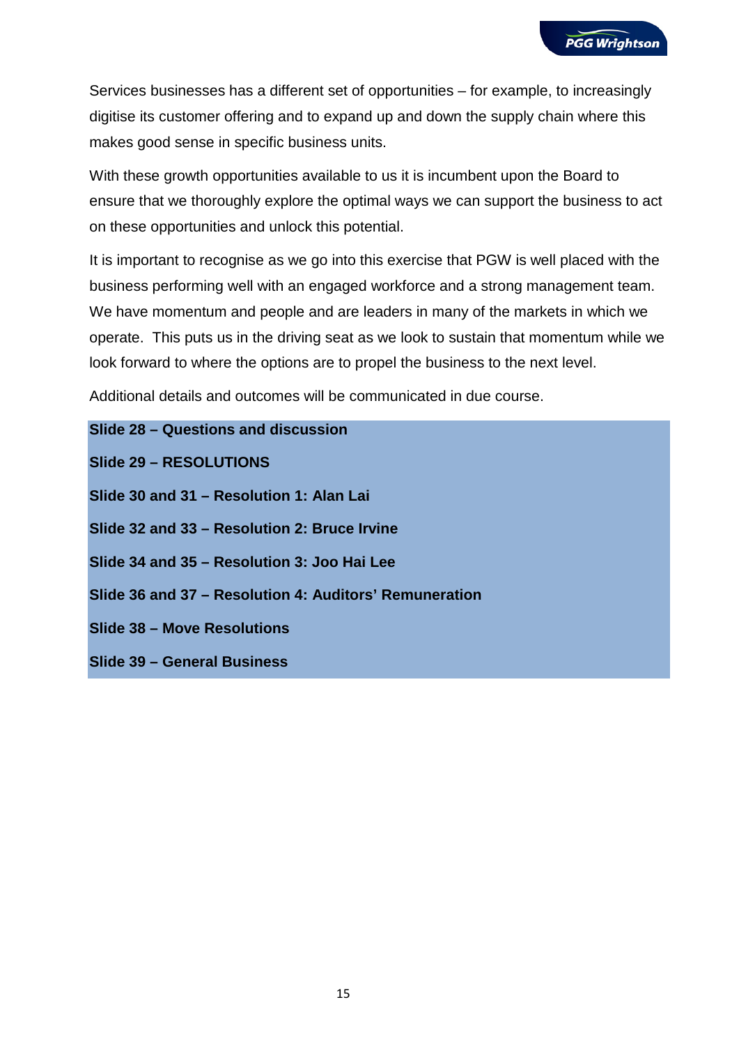Services businesses has a different set of opportunities – for example, to increasingly digitise its customer offering and to expand up and down the supply chain where this makes good sense in specific business units.

With these growth opportunities available to us it is incumbent upon the Board to ensure that we thoroughly explore the optimal ways we can support the business to act on these opportunities and unlock this potential.

It is important to recognise as we go into this exercise that PGW is well placed with the business performing well with an engaged workforce and a strong management team. We have momentum and people and are leaders in many of the markets in which we operate. This puts us in the driving seat as we look to sustain that momentum while we look forward to where the options are to propel the business to the next level.

Additional details and outcomes will be communicated in due course.

**Slide 28 – Questions and discussion**

**Slide 29 – RESOLUTIONS**

**Slide 30 and 31 – Resolution 1: Alan Lai**

**Slide 32 and 33 – Resolution 2: Bruce Irvine**

**Slide 34 and 35 – Resolution 3: Joo Hai Lee**

**Slide 36 and 37 – Resolution 4: Auditors' Remuneration**

**Slide 38 – Move Resolutions**

**Slide 39 – General Business**